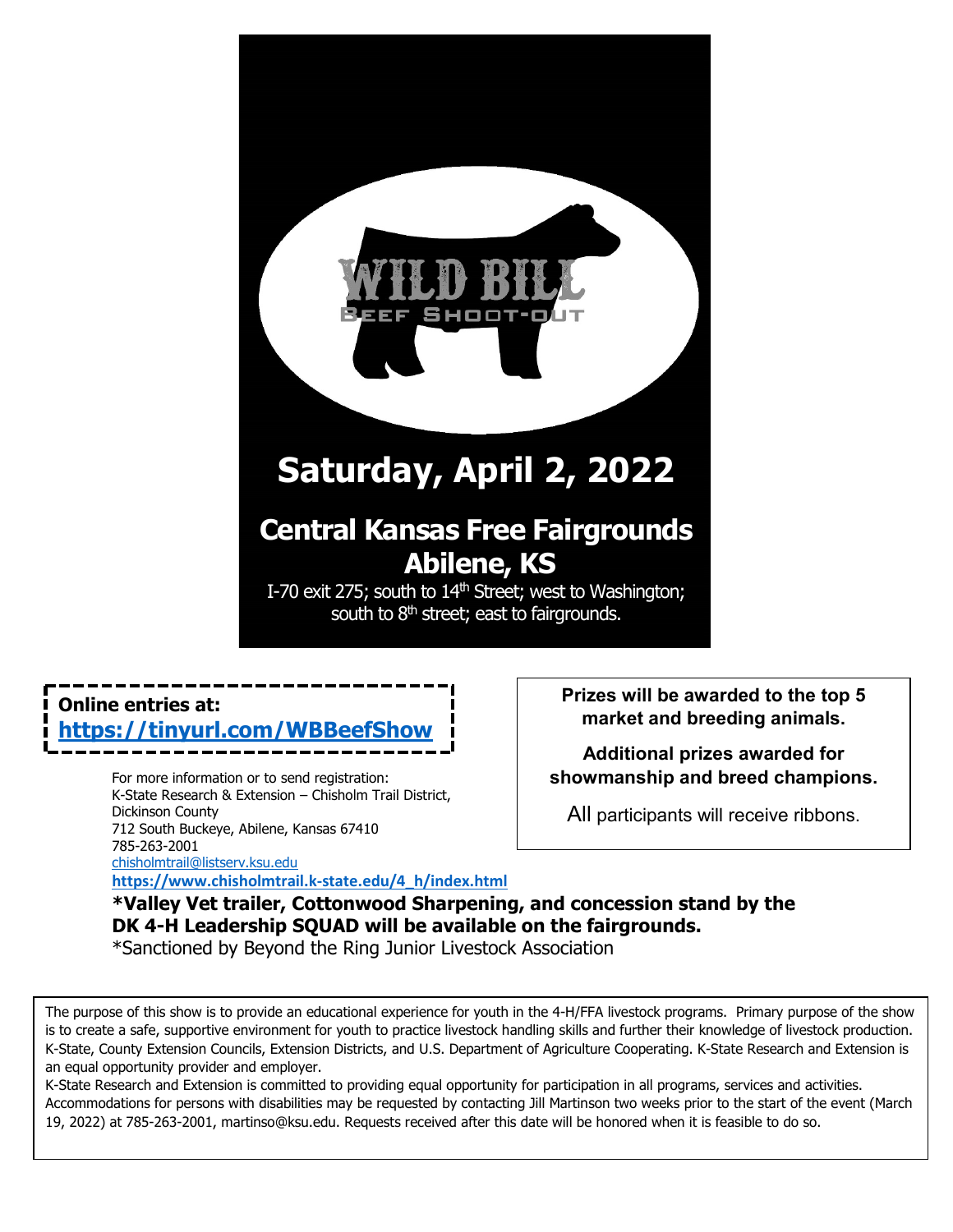# WILD BILL

## BEEF SHOOT-OUT

# Saturday, April 2, 2022

## Central Kansas Free Fairgrounds
## Abilene, KS

I-70 exit 275; south to 14th Street; west to Washington; south to 8th street; east to fairgrounds.

**Online entries at:**
**https://tinyurl.com/WBBeefShow**

**Prizes will be awarded to the top 5 market and breeding animals.**

**Additional prizes awarded for showmanship and breed champions.**

All participants will receive ribbons.

For more information or to send registration:
K-State Research & Extension – Chisholm Trail District, Dickinson County
712 South Buckeye, Abilene, Kansas 67410
785-263-2001
chisholmtrail@listserv.ksu.edu
**https://www.chisholmtrail.k-state.edu/4_h/index.html**

**\*Valley Vet trailer, Cottonwood Sharpening, and concession stand by the DK 4-H Leadership SQUAD will be available on the fairgrounds.**

\*Sanctioned by Beyond the Ring Junior Livestock Association

The purpose of this show is to provide an educational experience for youth in the 4-H/FFA livestock programs. Primary purpose of the show is to create a safe, supportive environment for youth to practice livestock handling skills and further their knowledge of livestock production. K-State, County Extension Councils, Extension Districts, and U.S. Department of Agriculture Cooperating. K-State Research and Extension is an equal opportunity provider and employer.

K-State Research and Extension is committed to providing equal opportunity for participation in all programs, services and activities. Accommodations for persons with disabilities may be requested by contacting Jill Martinson two weeks prior to the start of the event (March 19, 2022) at 785-263-2001, martinso@ksu.edu. Requests received after this date will be honored when it is feasible to do so.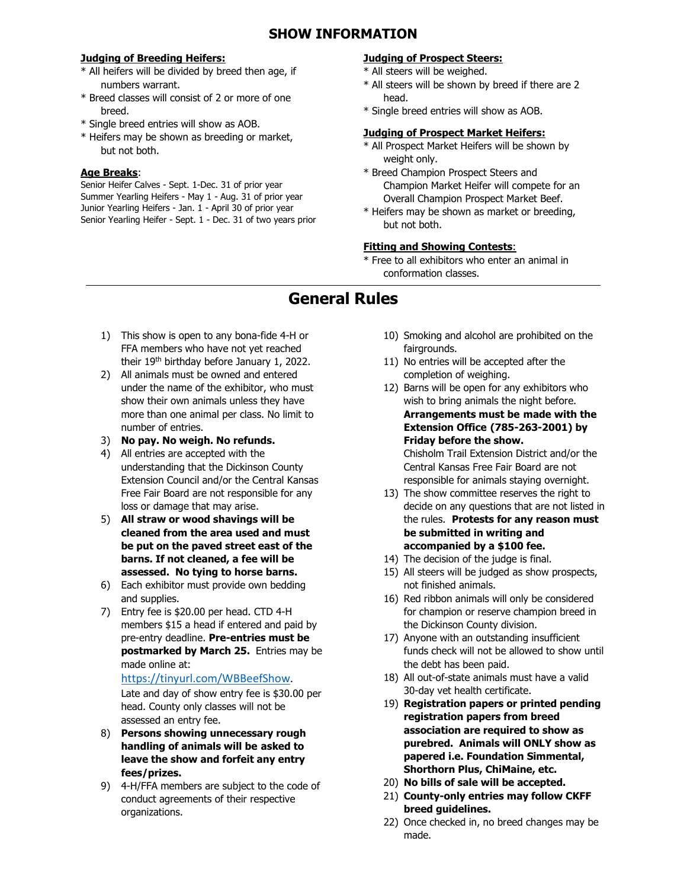# SHOW INFORMATION

**Judging of Breeding Heifers:**

* All heifers will be divided by breed then age, if numbers warrant.
* Breed classes will consist of 2 or more of one breed.
* Single breed entries will show as AOB.
* Heifers may be shown as breeding or market, but not both.

**Age Breaks**:

Senior Heifer Calves - Sept. 1-Dec. 31 of prior year
Summer Yearling Heifers - May 1 - Aug. 31 of prior year
Junior Yearling Heifers - Jan. 1 - April 30 of prior year
Senior Yearling Heifer - Sept. 1 - Dec. 31 of two years prior

**Judging of Prospect Steers:**

* All steers will be weighed.
* All steers will be shown by breed if there are 2 head.
* Single breed entries will show as AOB.

**Judging of Prospect Market Heifers:**

* All Prospect Market Heifers will be shown by weight only.
* Breed Champion Prospect Steers and Champion Market Heifer will compete for an Overall Champion Prospect Market Beef.
* Heifers may be shown as market or breeding, but not both.

**Fitting and Showing Contests**:

* Free to all exhibitors who enter an animal in conformation classes.

# General Rules

1) This show is open to any bona-fide 4-H or FFA members who have not yet reached their 19th birthday before January 1, 2022.
2) All animals must be owned and entered under the name of the exhibitor, who must show their own animals unless they have more than one animal per class. No limit to number of entries.
3) **No pay. No weigh. No refunds.**
4) All entries are accepted with the understanding that the Dickinson County Extension Council and/or the Central Kansas Free Fair Board are not responsible for any loss or damage that may arise.
5) **All straw or wood shavings will be cleaned from the area used and must be put on the paved street east of the barns. If not cleaned, a fee will be assessed. No tying to horse barns.**
6) Each exhibitor must provide own bedding and supplies.
7) Entry fee is $20.00 per head. CTD 4-H members $15 a head if entered and paid by pre-entry deadline. **Pre-entries must be postmarked by March 25.** Entries may be made online at: https://tinyurl.com/WBBeefShow. Late and day of show entry fee is $30.00 per head. County only classes will not be assessed an entry fee.
8) **Persons showing unnecessary rough handling of animals will be asked to leave the show and forfeit any entry fees/prizes.**
9) 4-H/FFA members are subject to the code of conduct agreements of their respective organizations.
10) Smoking and alcohol are prohibited on the fairgrounds.
11) No entries will be accepted after the completion of weighing.
12) Barns will be open for any exhibitors who wish to bring animals the night before. **Arrangements must be made with the Extension Office (785-263-2001) by Friday before the show.** Chisholm Trail Extension District and/or the Central Kansas Free Fair Board are not responsible for animals staying overnight.
13) The show committee reserves the right to decide on any questions that are not listed in the rules. **Protests for any reason must be submitted in writing and accompanied by a $100 fee.**
14) The decision of the judge is final.
15) All steers will be judged as show prospects, not finished animals.
16) Red ribbon animals will only be considered for champion or reserve champion breed in the Dickinson County division.
17) Anyone with an outstanding insufficient funds check will not be allowed to show until the debt has been paid.
18) All out-of-state animals must have a valid 30-day vet health certificate.
19) **Registration papers or printed pending registration papers from breed association are required to show as purebred. Animals will ONLY show as papered i.e. Foundation Simmental, Shorthorn Plus, ChiMaine, etc.**
20) **No bills of sale will be accepted.**
21) **County-only entries may follow CKFF breed guidelines.**
22) Once checked in, no breed changes may be made.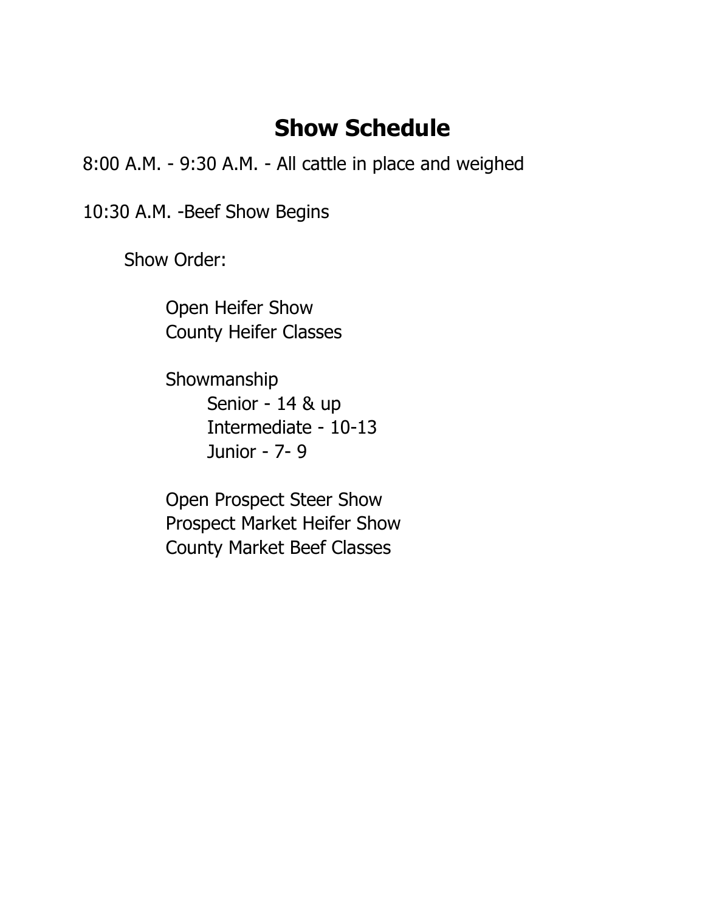# Show Schedule

8:00 A.M. - 9:30 A.M. - All cattle in place and weighed

10:30 A.M. -Beef Show Begins

Show Order:

- Open Heifer Show
- County Heifer Classes

- Showmanship
  - Senior - 14 & up
  - Intermediate - 10-13
  - Junior - 7- 9

- Open Prospect Steer Show
- Prospect Market Heifer Show
- County Market Beef Classes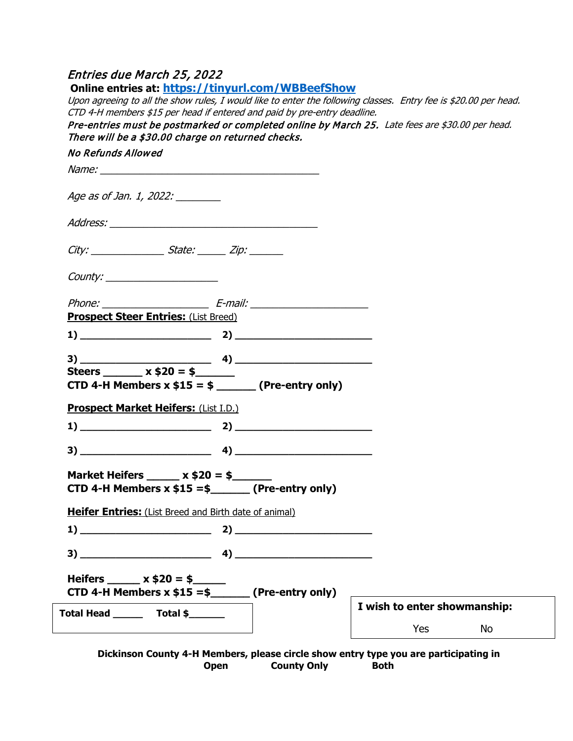*Entries due March 25, 2022*

**Online entries at: [https://tinyurl.com/WBBeefShow](https://tinyurl.com/WBBeefShow)**

*Upon agreeing to all the show rules, I would like to enter the following classes. Entry fee is $20.00 per head. CTD 4-H members $15 per head if entered and paid by pre-entry deadline.*

***Pre-entries must be postmarked or completed online by March 25.*** *Late fees are $30.00 per head.*

***There will be a $30.00 charge on returned checks.***

***No Refunds Allowed***

*Name:* ________________________________________

*Age as of Jan. 1, 2022:* ________

*Address:* ______________________________________

*City:* _____________ *State:* _____ *Zip:* ______

*County:* ____________________

*Phone:* ___________________ *E-mail:* _____________________

**Prospect Steer Entries:** (List Breed)

**1)** _______________________ **2)** ________________________

**3)** _______________________ **4)** ________________________

**Steers ______ x $20 = $______**

**CTD 4-H Members x $15 = $ ______ (Pre-entry only)**

**Prospect Market Heifers:** (List I.D.)

**1)** _______________________ **2)** ________________________

**3)** _______________________ **4)** ________________________

**Market Heifers _____ x $20 = $______**

**CTD 4-H Members x $15 =$______ (Pre-entry only)**

**Heifer Entries:** (List Breed and Birth date of animal)

**1)** _______________________ **2)** ________________________

**3)** _______________________ **4)** ________________________

**Heifers _____ x $20 = $_____**

**CTD 4-H Members x $15 =$______ (Pre-entry only)**

**Total Head _____ Total $______**

**I wish to enter showmanship:**

Yes No

**Dickinson County 4-H Members, please circle show entry type you are participating in**

**Open County Only Both**